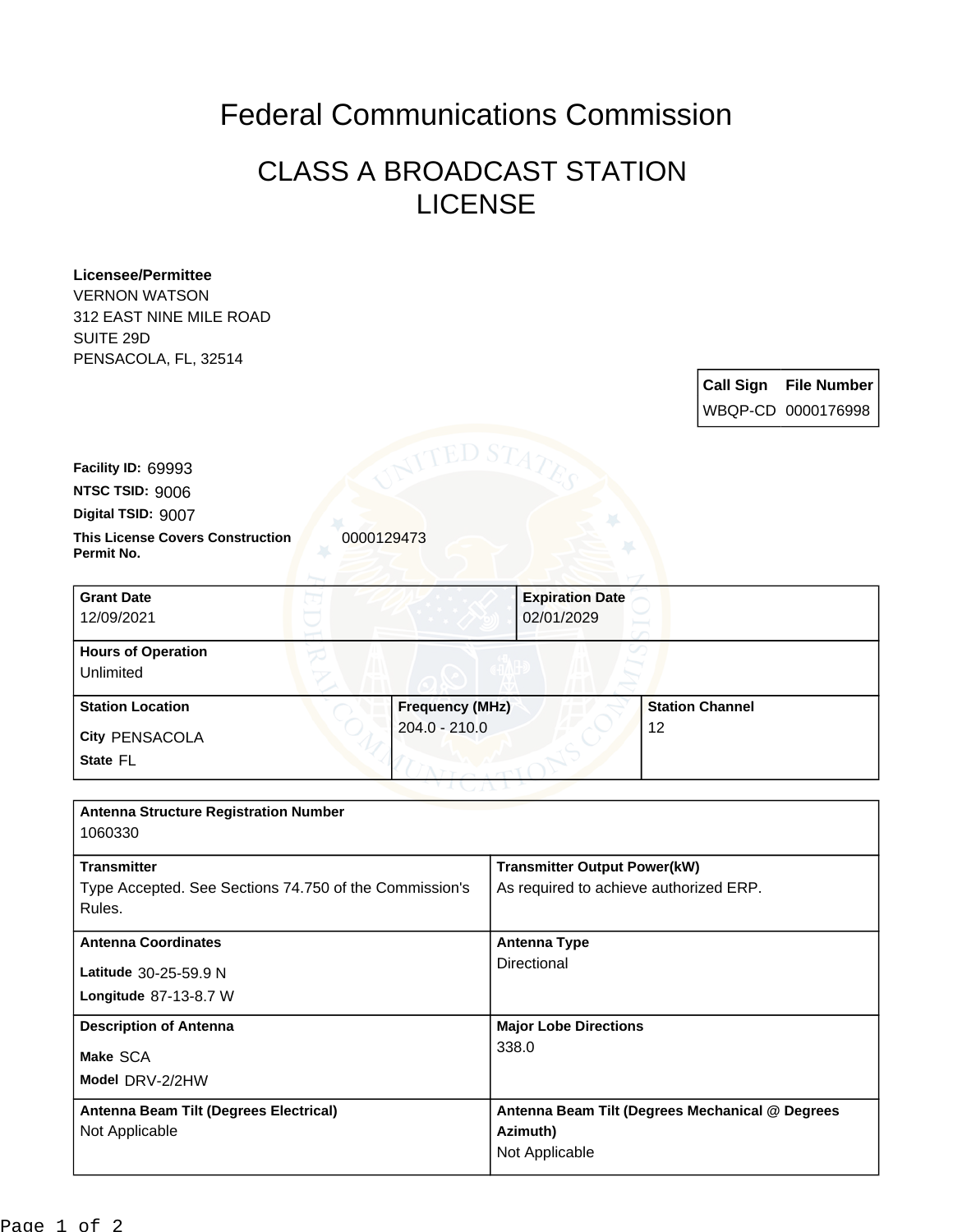# Federal Communications Commission

## CLASS A BROADCAST STATION LICENSE

**Licensee/Permittee**
VERNON WATSON
312 EAST NINE MILE ROAD
SUITE 29D
PENSACOLA, FL, 32514

| Call Sign | File Number |
| --- | --- |
| WBQP-CD | 0000176998 |

**Facility ID:** 69993
**NTSC TSID:** 9006
**Digital TSID:** 9007
**This License Covers Construction Permit No.** 0000129473

| Grant Date | Expiration Date |
| --- | --- |
| 12/09/2021 | 02/01/2029 |

| Hours of Operation |
| --- |
| Unlimited |

| Station Location | Frequency (MHz) | Station Channel |
| --- | --- | --- |
| City PENSACOLA<br>State FL | 204.0 - 210.0 | 12 |

| Antenna Structure Registration Number | |
| --- | --- |
| 1060330 | |
| **Transmitter** | **Transmitter Output Power(kW)** |
| Type Accepted. See Sections 74.750 of the Commission's Rules. | As required to achieve authorized ERP. |
| **Antenna Coordinates** | **Antenna Type** |
| Latitude 30-25-59.9 N<br>Longitude 87-13-8.7 W | Directional |
| **Description of Antenna** | **Major Lobe Directions** |
| Make SCA<br>Model DRV-2/2HW | 338.0 |
| **Antenna Beam Tilt (Degrees Electrical)** | **Antenna Beam Tilt (Degrees Mechanical @ Degrees Azimuth)** |
| Not Applicable | Not Applicable |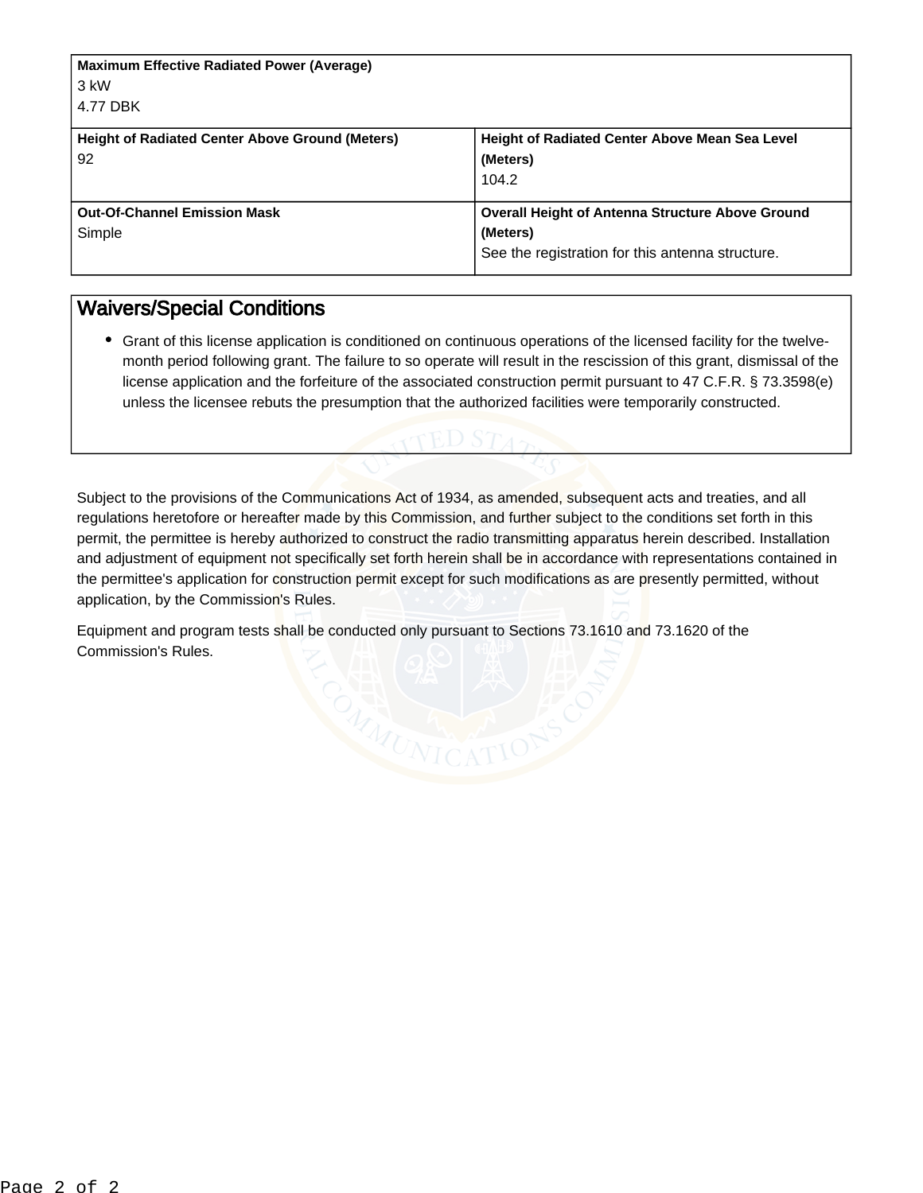| | |
|---|---|
| **Maximum Effective Radiated Power (Average)**<br>3 kW<br>4.77 DBK | |
| **Height of Radiated Center Above Ground (Meters)**<br>92 | **Height of Radiated Center Above Mean Sea Level (Meters)**<br>104.2 |
| **Out-Of-Channel Emission Mask**<br>Simple | **Overall Height of Antenna Structure Above Ground (Meters)**<br>See the registration for this antenna structure. |

## Waivers/Special Conditions

- Grant of this license application is conditioned on continuous operations of the licensed facility for the twelve-month period following grant. The failure to so operate will result in the rescission of this grant, dismissal of the license application and the forfeiture of the associated construction permit pursuant to 47 C.F.R. § 73.3598(e) unless the licensee rebuts the presumption that the authorized facilities were temporarily constructed.

Subject to the provisions of the Communications Act of 1934, as amended, subsequent acts and treaties, and all regulations heretofore or hereafter made by this Commission, and further subject to the conditions set forth in this permit, the permittee is hereby authorized to construct the radio transmitting apparatus herein described. Installation and adjustment of equipment not specifically set forth herein shall be in accordance with representations contained in the permittee's application for construction permit except for such modifications as are presently permitted, without application, by the Commission's Rules.

Equipment and program tests shall be conducted only pursuant to Sections 73.1610 and 73.1620 of the Commission's Rules.